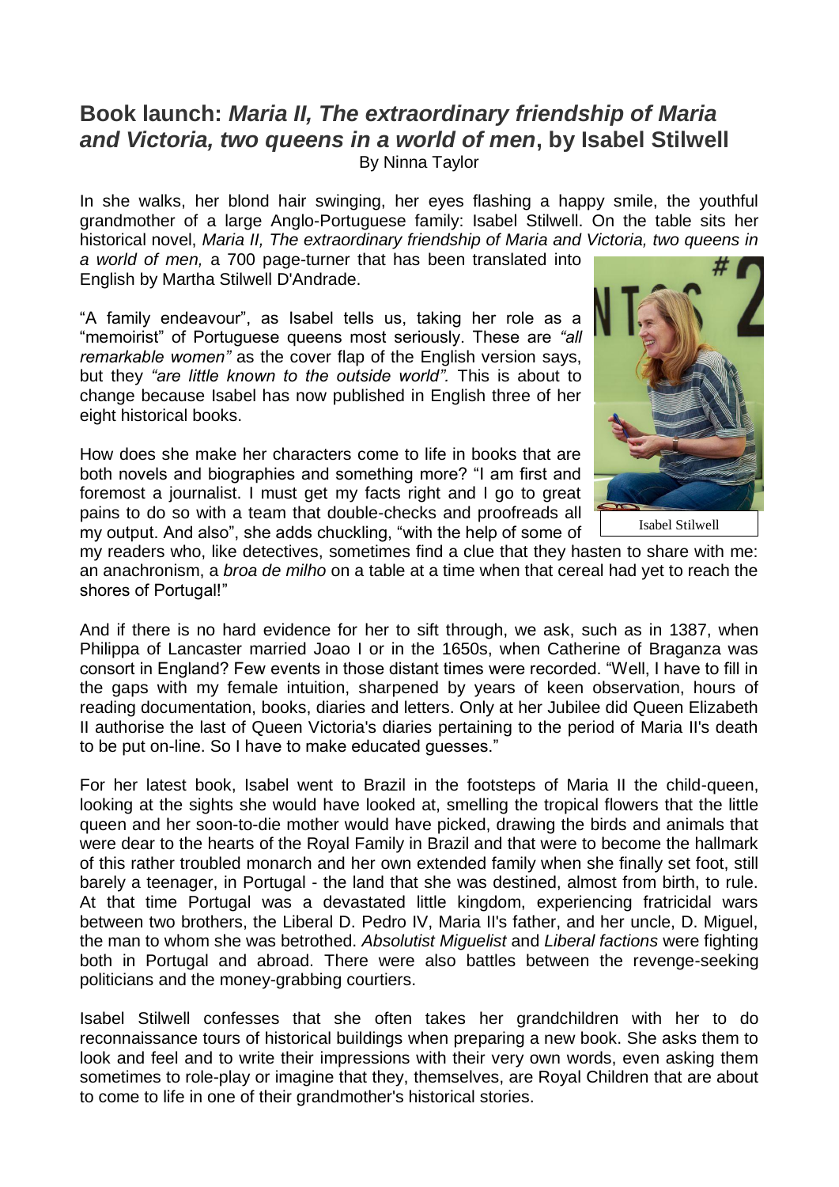## **Book launch:** ***Maria II, The extraordinary friendship of Maria and Victoria, two queens in a world of men*****, by Isabel Stilwell**

By Ninna Taylor

In she walks, her blond hair swinging, her eyes flashing a happy smile, the youthful grandmother of a large Anglo-Portuguese family: Isabel Stilwell. On the table sits her historical novel, *Maria II, The extraordinary friendship of Maria and Victoria, two queens in a world of men,* a 700 page-turner that has been translated into English by Martha Stilwell D'Andrade.

"A family endeavour", as Isabel tells us, taking her role as a "memoirist" of Portuguese queens most seriously. These are *"all remarkable women"* as the cover flap of the English version says, but they *"are little known to the outside world".* This is about to change because Isabel has now published in English three of her eight historical books.

Isabel Stilwell

How does she make her characters come to life in books that are both novels and biographies and something more? "I am first and foremost a journalist. I must get my facts right and I go to great pains to do so with a team that double-checks and proofreads all my output. And also", she adds chuckling, "with the help of some of my readers who, like detectives, sometimes find a clue that they hasten to share with me: an anachronism, a *broa de milho* on a table at a time when that cereal had yet to reach the shores of Portugal!"

And if there is no hard evidence for her to sift through, we ask, such as in 1387, when Philippa of Lancaster married Joao I or in the 1650s, when Catherine of Braganza was consort in England? Few events in those distant times were recorded. "Well, I have to fill in the gaps with my female intuition, sharpened by years of keen observation, hours of reading documentation, books, diaries and letters. Only at her Jubilee did Queen Elizabeth II authorise the last of Queen Victoria's diaries pertaining to the period of Maria II's death to be put on-line. So I have to make educated guesses."

For her latest book, Isabel went to Brazil in the footsteps of Maria II the child-queen, looking at the sights she would have looked at, smelling the tropical flowers that the little queen and her soon-to-die mother would have picked, drawing the birds and animals that were dear to the hearts of the Royal Family in Brazil and that were to become the hallmark of this rather troubled monarch and her own extended family when she finally set foot, still barely a teenager, in Portugal - the land that she was destined, almost from birth, to rule. At that time Portugal was a devastated little kingdom, experiencing fratricidal wars between two brothers, the Liberal D. Pedro IV, Maria II's father, and her uncle, D. Miguel, the man to whom she was betrothed. *Absolutist Miguelist* and *Liberal factions* were fighting both in Portugal and abroad. There were also battles between the revenge-seeking politicians and the money-grabbing courtiers.

Isabel Stilwell confesses that she often takes her grandchildren with her to do reconnaissance tours of historical buildings when preparing a new book. She asks them to look and feel and to write their impressions with their very own words, even asking them sometimes to role-play or imagine that they, themselves, are Royal Children that are about to come to life in one of their grandmother's historical stories.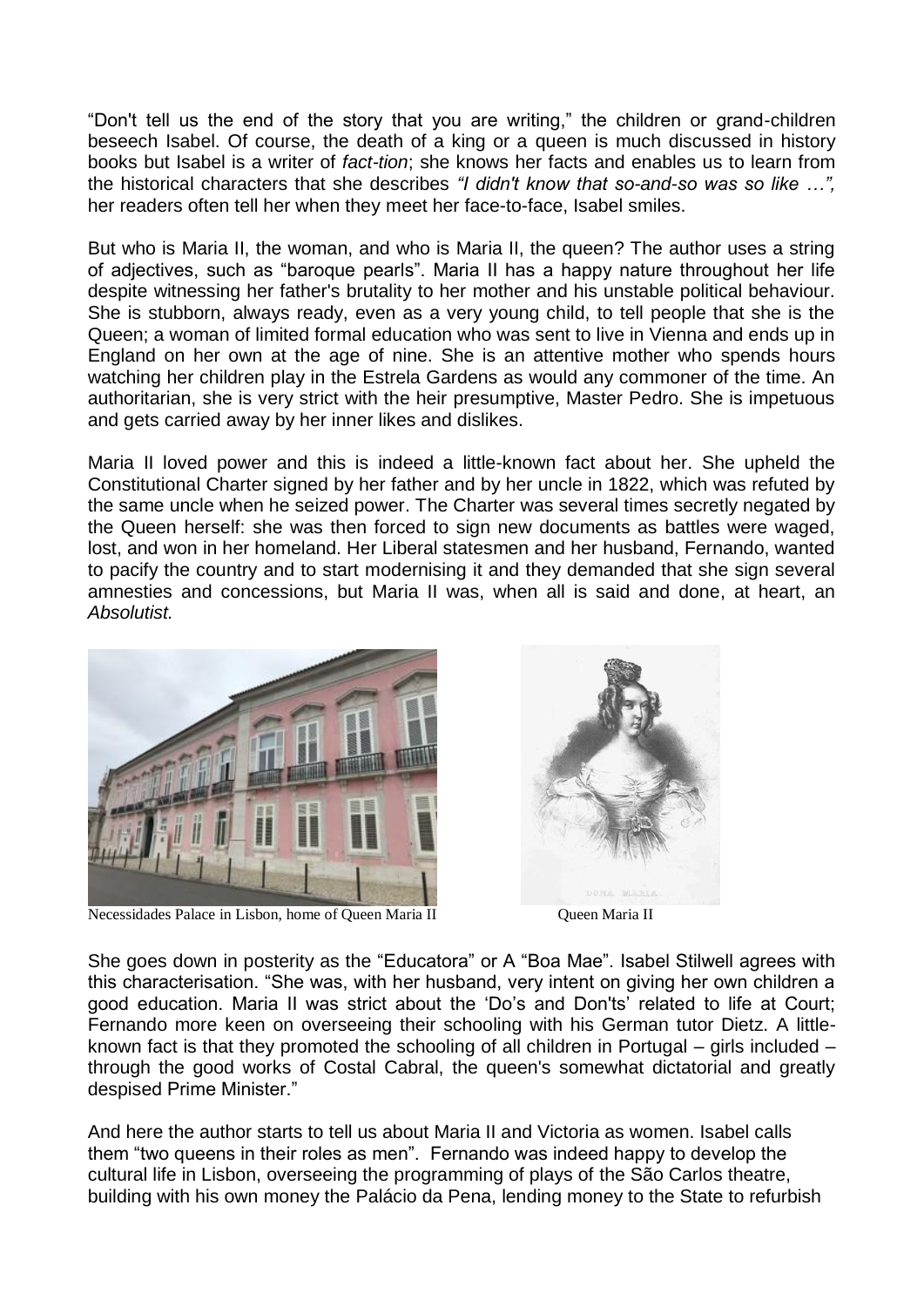"Don't tell us the end of the story that you are writing," the children or grand-children beseech Isabel. Of course, the death of a king or a queen is much discussed in history books but Isabel is a writer of *fact-tion*; she knows her facts and enables us to learn from the historical characters that she describes *"I didn't know that so-and-so was so like …",* her readers often tell her when they meet her face-to-face, Isabel smiles.

But who is Maria II, the woman, and who is Maria II, the queen? The author uses a string of adjectives, such as "baroque pearls". Maria II has a happy nature throughout her life despite witnessing her father's brutality to her mother and his unstable political behaviour. She is stubborn, always ready, even as a very young child, to tell people that she is the Queen; a woman of limited formal education who was sent to live in Vienna and ends up in England on her own at the age of nine. She is an attentive mother who spends hours watching her children play in the Estrela Gardens as would any commoner of the time. An authoritarian, she is very strict with the heir presumptive, Master Pedro. She is impetuous and gets carried away by her inner likes and dislikes.

Maria II loved power and this is indeed a little-known fact about her. She upheld the Constitutional Charter signed by her father and by her uncle in 1822, which was refuted by the same uncle when he seized power. The Charter was several times secretly negated by the Queen herself: she was then forced to sign new documents as battles were waged, lost, and won in her homeland. Her Liberal statesmen and her husband, Fernando, wanted to pacify the country and to start modernising it and they demanded that she sign several amnesties and concessions, but Maria II was, when all is said and done, at heart, an *Absolutist.*

Necessidades Palace in Lisbon, home of Queen Maria II

Queen Maria II

She goes down in posterity as the "Educatora" or A "Boa Mae". Isabel Stilwell agrees with this characterisation. "She was, with her husband, very intent on giving her own children a good education. Maria II was strict about the 'Do's and Don'ts' related to life at Court; Fernando more keen on overseeing their schooling with his German tutor Dietz. A little-known fact is that they promoted the schooling of all children in Portugal – girls included – through the good works of Costal Cabral, the queen's somewhat dictatorial and greatly despised Prime Minister."

And here the author starts to tell us about Maria II and Victoria as women. Isabel calls them "two queens in their roles as men". Fernando was indeed happy to develop the cultural life in Lisbon, overseeing the programming of plays of the São Carlos theatre, building with his own money the Palácio da Pena, lending money to the State to refurbish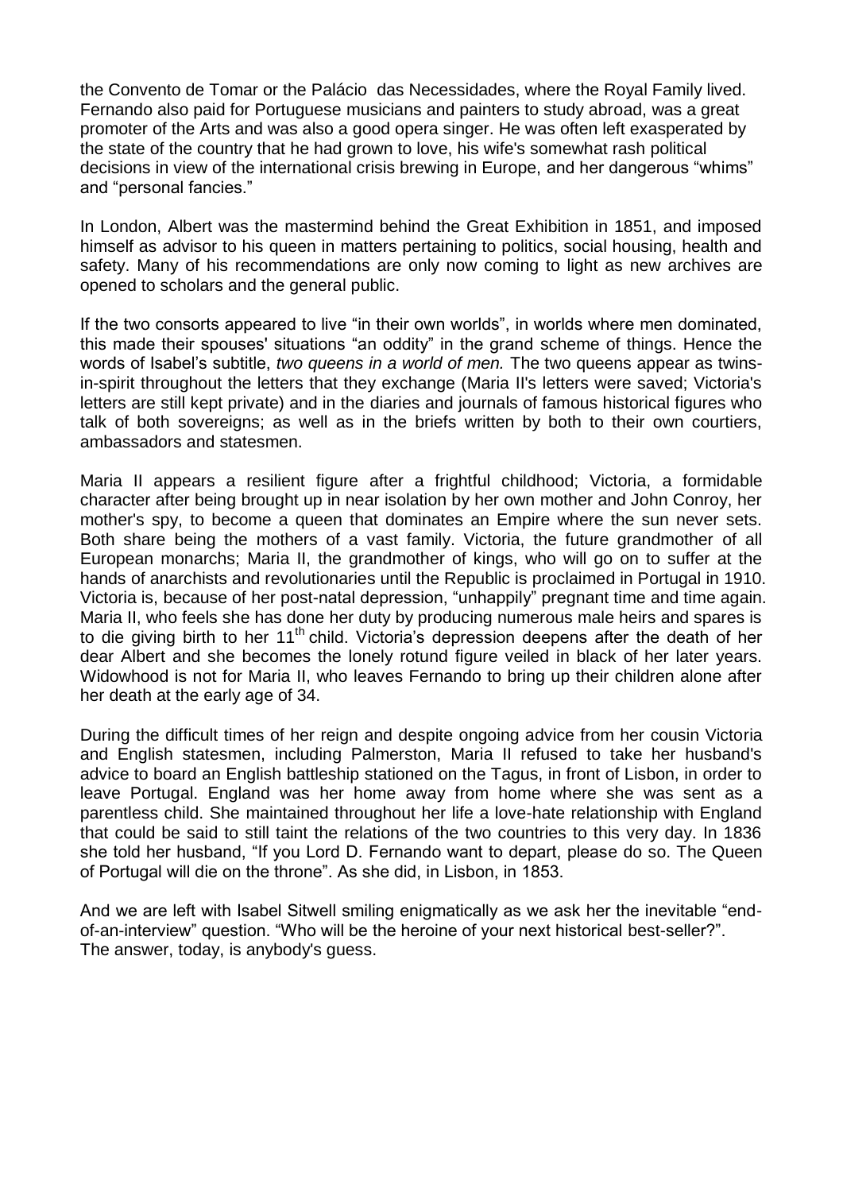the Convento de Tomar or the Palácio das Necessidades, where the Royal Family lived. Fernando also paid for Portuguese musicians and painters to study abroad, was a great promoter of the Arts and was also a good opera singer. He was often left exasperated by the state of the country that he had grown to love, his wife's somewhat rash political decisions in view of the international crisis brewing in Europe, and her dangerous "whims" and "personal fancies."

In London, Albert was the mastermind behind the Great Exhibition in 1851, and imposed himself as advisor to his queen in matters pertaining to politics, social housing, health and safety. Many of his recommendations are only now coming to light as new archives are opened to scholars and the general public.

If the two consorts appeared to live "in their own worlds", in worlds where men dominated, this made their spouses' situations "an oddity" in the grand scheme of things. Hence the words of Isabel's subtitle, *two queens in a world of men.* The two queens appear as twins-in-spirit throughout the letters that they exchange (Maria II's letters were saved; Victoria's letters are still kept private) and in the diaries and journals of famous historical figures who talk of both sovereigns; as well as in the briefs written by both to their own courtiers, ambassadors and statesmen.

Maria II appears a resilient figure after a frightful childhood; Victoria, a formidable character after being brought up in near isolation by her own mother and John Conroy, her mother's spy, to become a queen that dominates an Empire where the sun never sets. Both share being the mothers of a vast family. Victoria, the future grandmother of all European monarchs; Maria II, the grandmother of kings, who will go on to suffer at the hands of anarchists and revolutionaries until the Republic is proclaimed in Portugal in 1910. Victoria is, because of her post-natal depression, "unhappily" pregnant time and time again. Maria II, who feels she has done her duty by producing numerous male heirs and spares is to die giving birth to her 11th child. Victoria's depression deepens after the death of her dear Albert and she becomes the lonely rotund figure veiled in black of her later years. Widowhood is not for Maria II, who leaves Fernando to bring up their children alone after her death at the early age of 34.

During the difficult times of her reign and despite ongoing advice from her cousin Victoria and English statesmen, including Palmerston, Maria II refused to take her husband's advice to board an English battleship stationed on the Tagus, in front of Lisbon, in order to leave Portugal. England was her home away from home where she was sent as a parentless child. She maintained throughout her life a love-hate relationship with England that could be said to still taint the relations of the two countries to this very day. In 1836 she told her husband, "If you Lord D. Fernando want to depart, please do so. The Queen of Portugal will die on the throne". As she did, in Lisbon, in 1853.

And we are left with Isabel Sitwell smiling enigmatically as we ask her the inevitable "end-of-an-interview" question. "Who will be the heroine of your next historical best-seller?". The answer, today, is anybody's guess.